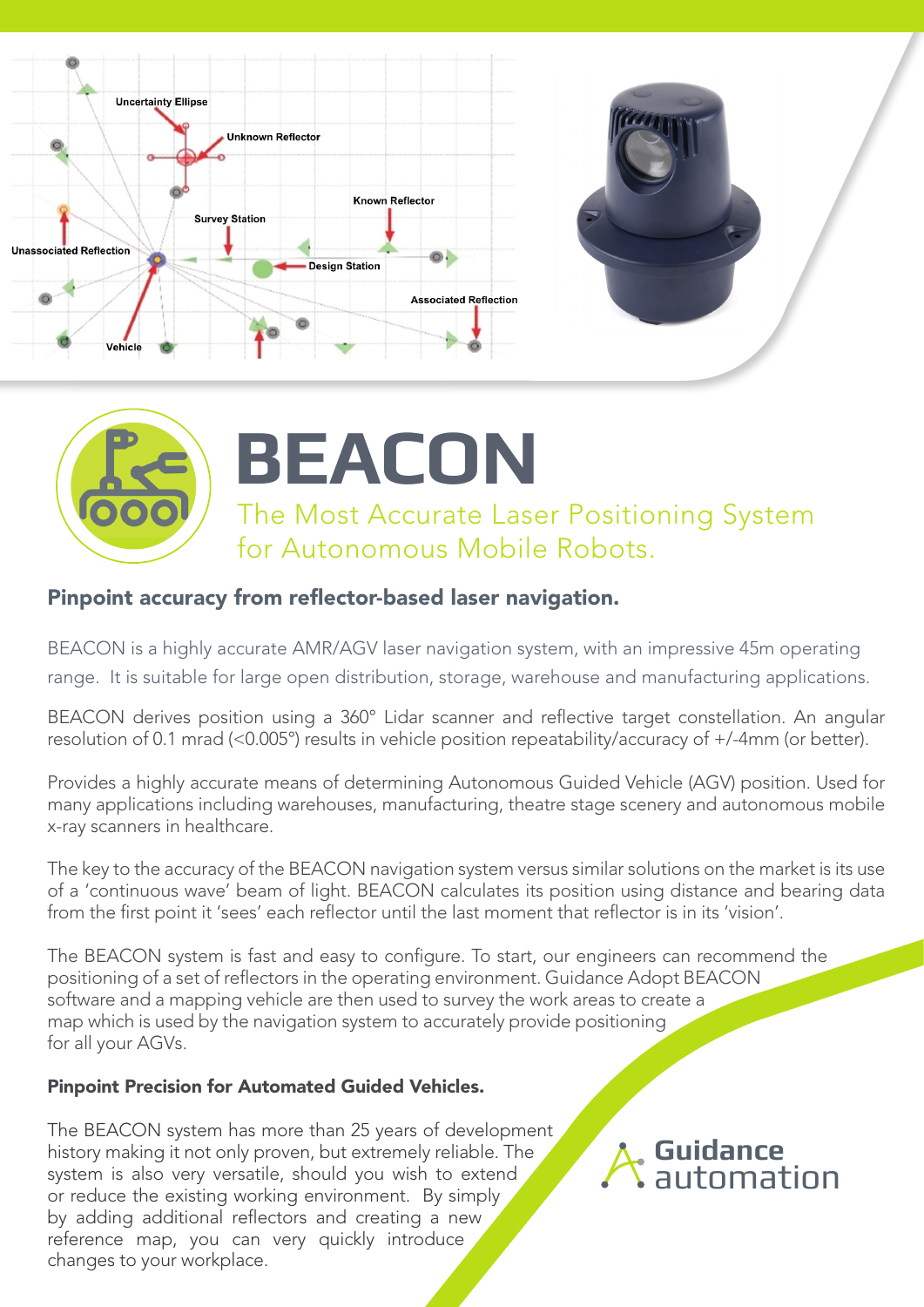# BEACON

## The Most Accurate Laser Positioning System for Autonomous Mobile Robots.

### Pinpoint accuracy from reflector-based laser navigation.

BEACON is a highly accurate AMR/AGV laser navigation system, with an impressive 45m operating range. It is suitable for large open distribution, storage, warehouse and manufacturing applications.

BEACON derives position using a 360° Lidar scanner and reflective target constellation. An angular resolution of 0.1 mrad (<0.005°) results in vehicle position repeatability/accuracy of +/-4mm (or better).

Provides a highly accurate means of determining Autonomous Guided Vehicle (AGV) position. Used for many applications including warehouses, manufacturing, theatre stage scenery and autonomous mobile x-ray scanners in healthcare.

The key to the accuracy of the BEACON navigation system versus similar solutions on the market is its use of a 'continuous wave' beam of light. BEACON calculates its position using distance and bearing data from the first point it 'sees' each reflector until the last moment that reflector is in its 'vision'.

The BEACON system is fast and easy to configure. To start, our engineers can recommend the positioning of a set of reflectors in the operating environment. Guidance Adopt BEACON software and a mapping vehicle are then used to survey the work areas to create a map which is used by the navigation system to accurately provide positioning for all your AGVs.

### Pinpoint Precision for Automated Guided Vehicles.

The BEACON system has more than 25 years of development history making it not only proven, but extremely reliable. The system is also very versatile, should you wish to extend or reduce the existing working environment. By simply by adding additional reflectors and creating a new reference map, you can very quickly introduce changes to your workplace.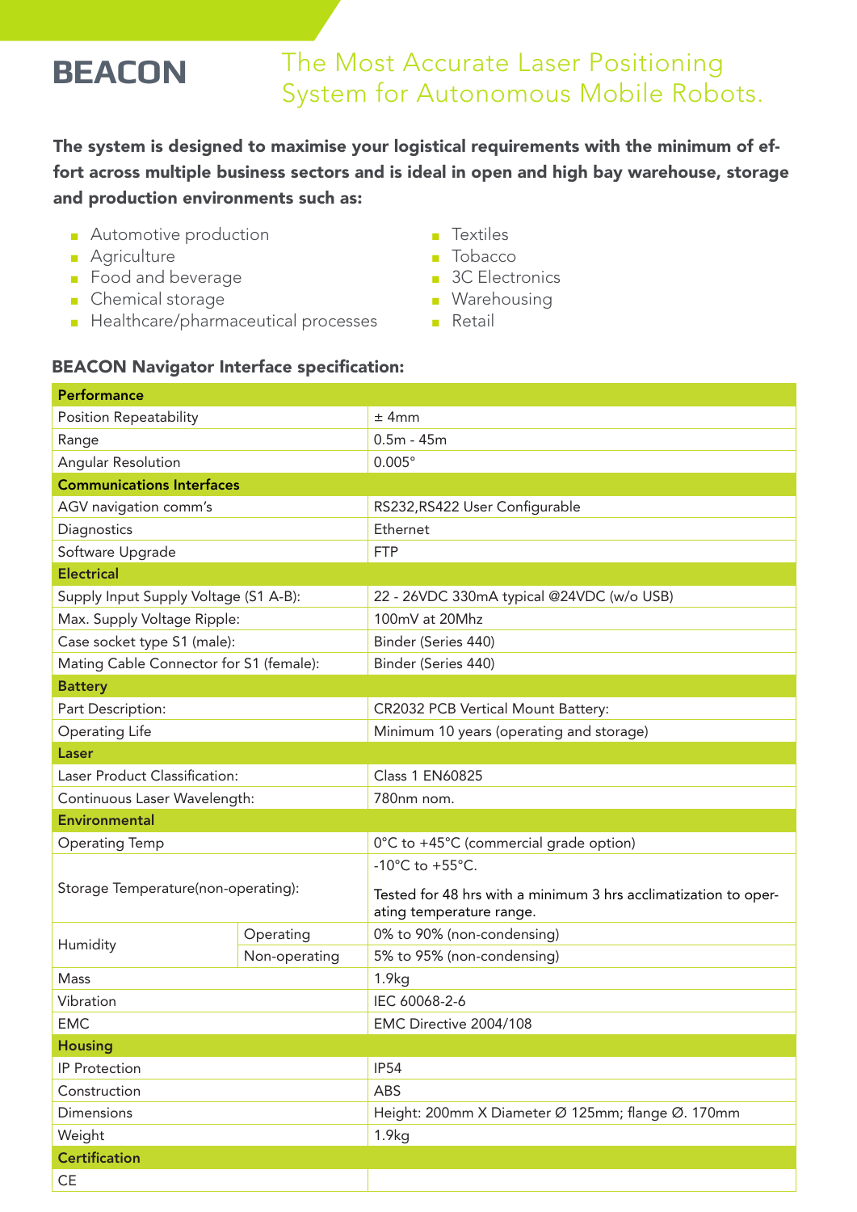# BEACON

## The Most Accurate Laser Positioning System for Autonomous Mobile Robots.

**The system is designed to maximise your logistical requirements with the minimum of effort across multiple business sectors and is ideal in open and high bay warehouse, storage and production environments such as:**

- Automotive production
- Agriculture
- Food and beverage
- Chemical storage
- Healthcare/pharmaceutical processes
- Textiles
- Tobacco
- 3C Electronics
- Warehousing
- Retail

### BEACON Navigator Interface specification:

| **Performance** | | |
|---|---|---|
| Position Repeatability | | ± 4mm |
| Range | | 0.5m - 45m |
| Angular Resolution | | 0.005° |
| **Communications Interfaces** | | |
| AGV navigation comm's | | RS232,RS422 User Configurable |
| Diagnostics | | Ethernet |
| Software Upgrade | | FTP |
| **Electrical** | | |
| Supply Input Supply Voltage (S1 A-B): | | 22 - 26VDC 330mA typical @24VDC (w/o USB) |
| Max. Supply Voltage Ripple: | | 100mV at 20Mhz |
| Case socket type S1 (male): | | Binder (Series 440) |
| Mating Cable Connector for S1 (female): | | Binder (Series 440) |
| **Battery** | | |
| Part Description: | | CR2032 PCB Vertical Mount Battery: |
| Operating Life | | Minimum 10 years (operating and storage) |
| **Laser** | | |
| Laser Product Classification: | | Class 1 EN60825 |
| Continuous Laser Wavelength: | | 780nm nom. |
| **Environmental** | | |
| Operating Temp | | 0°C to +45°C (commercial grade option) |
| Storage Temperature(non-operating): | | -10°C to +55°C. Tested for 48 hrs with a minimum 3 hrs acclimatization to operating temperature range. |
| Humidity | Operating | 0% to 90% (non-condensing) |
| | Non-operating | 5% to 95% (non-condensing) |
| Mass | | 1.9kg |
| Vibration | | IEC 60068-2-6 |
| EMC | | EMC Directive 2004/108 |
| **Housing** | | |
| IP Protection | | IP54 |
| Construction | | ABS |
| Dimensions | | Height: 200mm X Diameter Ø 125mm; flange Ø. 170mm |
| Weight | | 1.9kg |
| **Certification** | | |
| CE | | |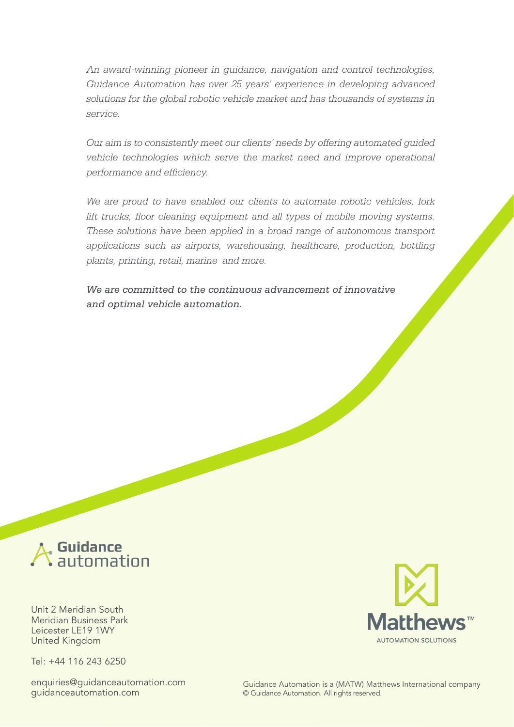*An award-winning pioneer in guidance, navigation and control technologies, Guidance Automation has over 25 years' experience in developing advanced solutions for the global robotic vehicle market and has thousands of systems in service.*

*Our aim is to consistently meet our clients' needs by offering automated guided vehicle technologies which serve the market need and improve operational performance and efficiency.*

*We are proud to have enabled our clients to automate robotic vehicles, fork lift trucks, floor cleaning equipment and all types of mobile moving systems. These solutions have been applied in a broad range of autonomous transport applications such as airports, warehousing, healthcare, production, bottling plants, printing, retail, marine and more.*

***We are committed to the continuous advancement of innovative and optimal vehicle automation.***

**Guidance** automation

Unit 2 Meridian South
Meridian Business Park
Leicester LE19 1WY
United Kingdom

Tel: +44 116 243 6250

enquiries@guidanceautomation.com
guidanceautomation.com

Matthews™
AUTOMATION SOLUTIONS

Guidance Automation is a (MATW) Matthews International company
© Guidance Automation. All rights reserved.